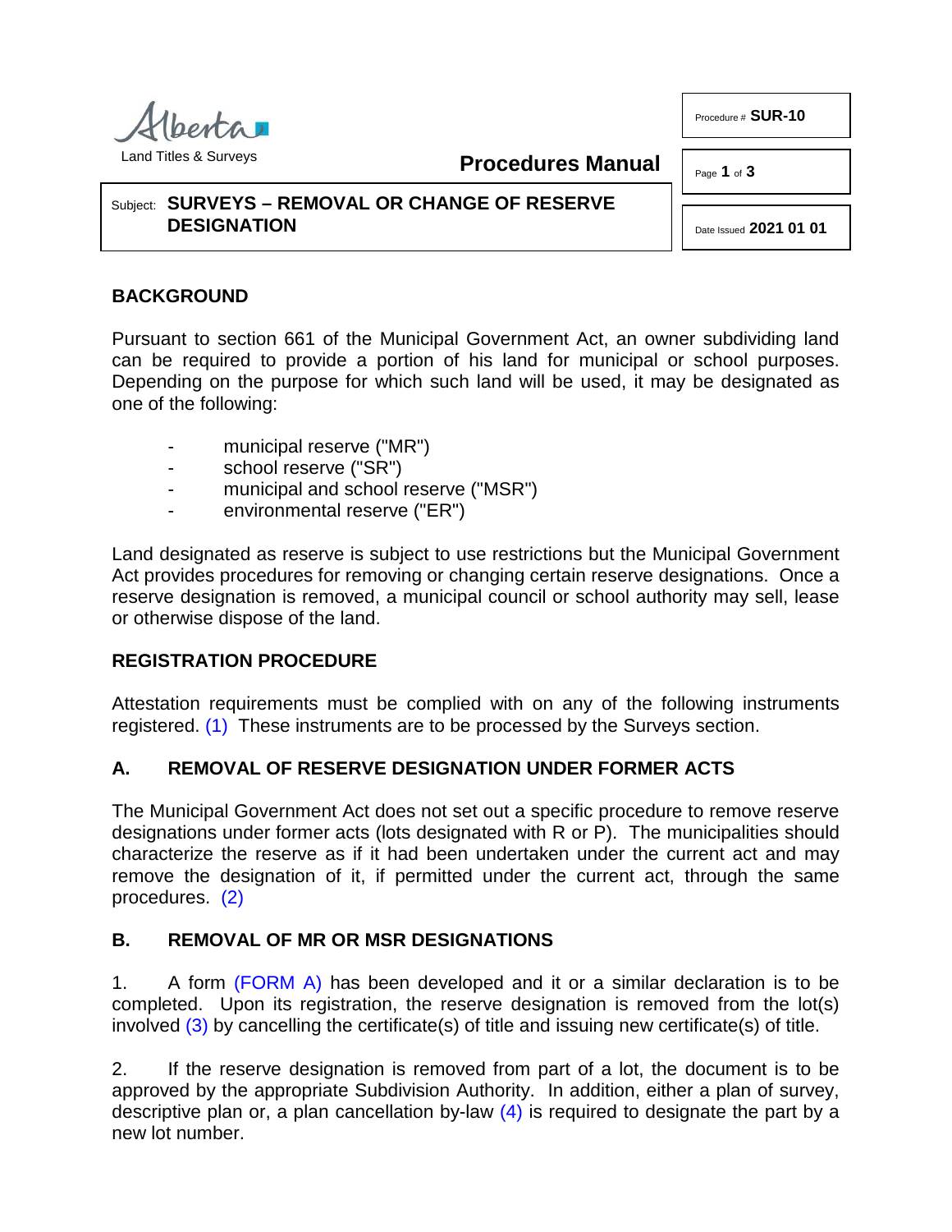Alberta
Land Titles & Surveys

**Procedures Manual**

Procedure # **SUR-10**

Date Issued **2021 01 01**

Subject: **SURVEYS – REMOVAL OR CHANGE OF RESERVE DESIGNATION**

## BACKGROUND

Pursuant to section 661 of the Municipal Government Act, an owner subdividing land can be required to provide a portion of his land for municipal or school purposes. Depending on the purpose for which such land will be used, it may be designated as one of the following:

- municipal reserve ("MR")
- school reserve ("SR")
- municipal and school reserve ("MSR")
- environmental reserve ("ER")

Land designated as reserve is subject to use restrictions but the Municipal Government Act provides procedures for removing or changing certain reserve designations. Once a reserve designation is removed, a municipal council or school authority may sell, lease or otherwise dispose of the land.

## REGISTRATION PROCEDURE

Attestation requirements must be complied with on any of the following instruments registered. (1) These instruments are to be processed by the Surveys section.

## A. REMOVAL OF RESERVE DESIGNATION UNDER FORMER ACTS

The Municipal Government Act does not set out a specific procedure to remove reserve designations under former acts (lots designated with R or P). The municipalities should characterize the reserve as if it had been undertaken under the current act and may remove the designation of it, if permitted under the current act, through the same procedures. (2)

## B. REMOVAL OF MR OR MSR DESIGNATIONS

1. A form (FORM A) has been developed and it or a similar declaration is to be completed. Upon its registration, the reserve designation is removed from the lot(s) involved (3) by cancelling the certificate(s) of title and issuing new certificate(s) of title.

2. If the reserve designation is removed from part of a lot, the document is to be approved by the appropriate Subdivision Authority. In addition, either a plan of survey, descriptive plan or, a plan cancellation by-law (4) is required to designate the part by a new lot number.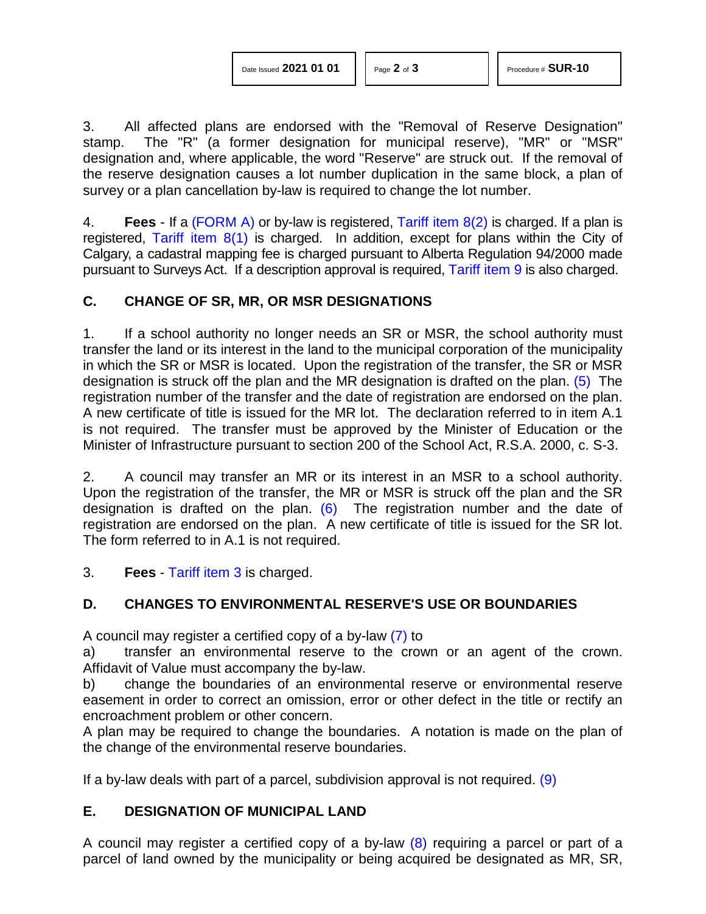3. All affected plans are endorsed with the "Removal of Reserve Designation" stamp. The "R" (a former designation for municipal reserve), "MR" or "MSR" designation and, where applicable, the word "Reserve" are struck out. If the removal of the reserve designation causes a lot number duplication in the same block, a plan of survey or a plan cancellation by-law is required to change the lot number.

4. **Fees** - If a (FORM A) or by-law is registered, Tariff item 8(2) is charged. If a plan is registered, Tariff item 8(1) is charged. In addition, except for plans within the City of Calgary, a cadastral mapping fee is charged pursuant to Alberta Regulation 94/2000 made pursuant to Surveys Act. If a description approval is required, Tariff item 9 is also charged.

## C. CHANGE OF SR, MR, OR MSR DESIGNATIONS

1. If a school authority no longer needs an SR or MSR, the school authority must transfer the land or its interest in the land to the municipal corporation of the municipality in which the SR or MSR is located. Upon the registration of the transfer, the SR or MSR designation is struck off the plan and the MR designation is drafted on the plan. (5) The registration number of the transfer and the date of registration are endorsed on the plan. A new certificate of title is issued for the MR lot. The declaration referred to in item A.1 is not required. The transfer must be approved by the Minister of Education or the Minister of Infrastructure pursuant to section 200 of the School Act, R.S.A. 2000, c. S-3.

2. A council may transfer an MR or its interest in an MSR to a school authority. Upon the registration of the transfer, the MR or MSR is struck off the plan and the SR designation is drafted on the plan. (6) The registration number and the date of registration are endorsed on the plan. A new certificate of title is issued for the SR lot. The form referred to in A.1 is not required.

3. **Fees** - Tariff item 3 is charged.

## D. CHANGES TO ENVIRONMENTAL RESERVE'S USE OR BOUNDARIES

A council may register a certified copy of a by-law (7) to

a) transfer an environmental reserve to the crown or an agent of the crown. Affidavit of Value must accompany the by-law.

b) change the boundaries of an environmental reserve or environmental reserve easement in order to correct an omission, error or other defect in the title or rectify an encroachment problem or other concern.

A plan may be required to change the boundaries. A notation is made on the plan of the change of the environmental reserve boundaries.

If a by-law deals with part of a parcel, subdivision approval is not required. (9)

## E. DESIGNATION OF MUNICIPAL LAND

A council may register a certified copy of a by-law (8) requiring a parcel or part of a parcel of land owned by the municipality or being acquired be designated as MR, SR,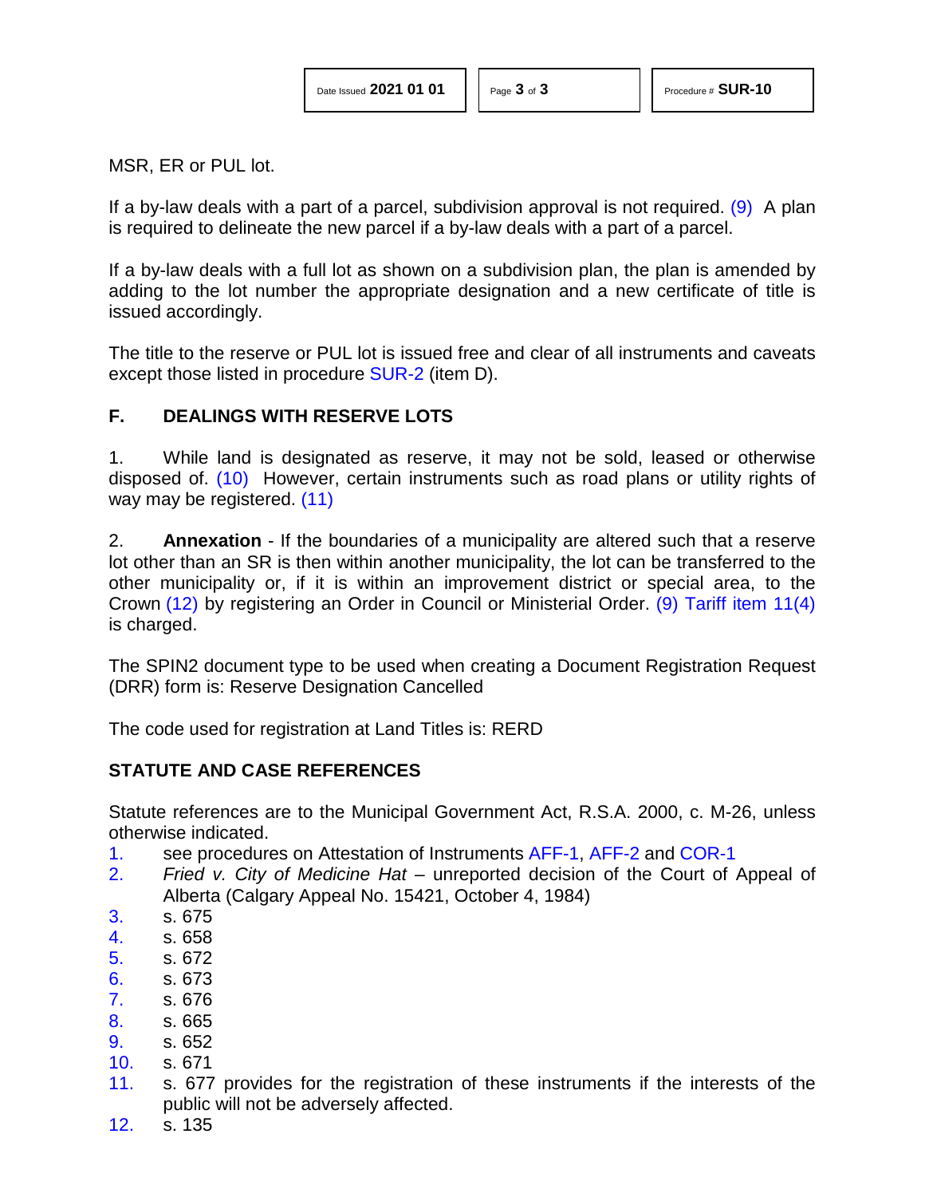MSR, ER or PUL lot.

If a by-law deals with a part of a parcel, subdivision approval is not required. (9) A plan is required to delineate the new parcel if a by-law deals with a part of a parcel.

If a by-law deals with a full lot as shown on a subdivision plan, the plan is amended by adding to the lot number the appropriate designation and a new certificate of title is issued accordingly.

The title to the reserve or PUL lot is issued free and clear of all instruments and caveats except those listed in procedure SUR-2 (item D).

## F. DEALINGS WITH RESERVE LOTS

1. While land is designated as reserve, it may not be sold, leased or otherwise disposed of. (10) However, certain instruments such as road plans or utility rights of way may be registered. (11)

2. **Annexation** - If the boundaries of a municipality are altered such that a reserve lot other than an SR is then within another municipality, the lot can be transferred to the other municipality or, if it is within an improvement district or special area, to the Crown (12) by registering an Order in Council or Ministerial Order. (9) Tariff item 11(4) is charged.

The SPIN2 document type to be used when creating a Document Registration Request (DRR) form is: Reserve Designation Cancelled

The code used for registration at Land Titles is: RERD

## STATUTE AND CASE REFERENCES

Statute references are to the Municipal Government Act, R.S.A. 2000, c. M-26, unless otherwise indicated.

1. see procedures on Attestation of Instruments AFF-1, AFF-2 and COR-1
2. *Fried v. City of Medicine Hat* – unreported decision of the Court of Appeal of Alberta (Calgary Appeal No. 15421, October 4, 1984)
3. s. 675
4. s. 658
5. s. 672
6. s. 673
7. s. 676
8. s. 665
9. s. 652
10. s. 671
11. s. 677 provides for the registration of these instruments if the interests of the public will not be adversely affected.
12. s. 135